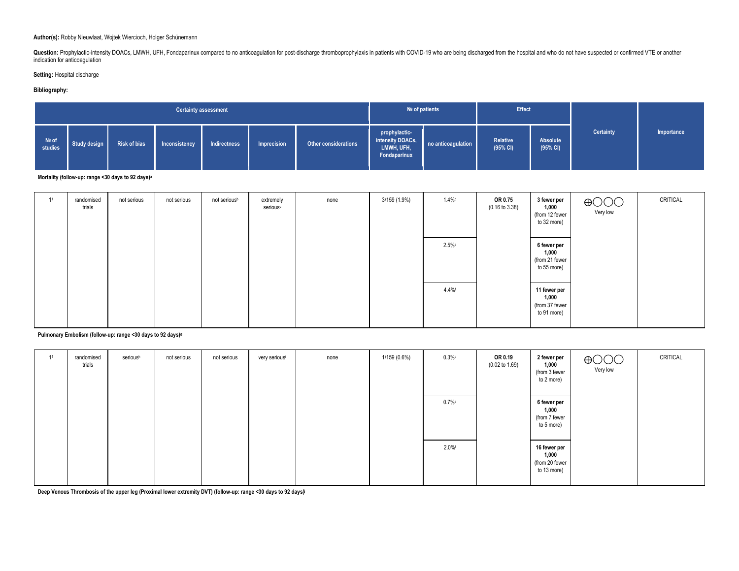**Author(s):** Robby Nieuwlaat, Wojtek Wiercioch, Holger Schünemann

**Question:** Prophylactic-intensity DOACs, LMWH, UFH, Fondaparinux compared to no anticoagulation for post-discharge thromboprophylaxis in patients with COVID-19 who are being discharged from the hospital and who do not have suspected or confirmed VTE or another indication for anticoagulation

**Setting:** Hospital discharge

**Bibliography:**

| Certainty assessment | | | | | | | № of patients | | Effect | | Certainty | Importance |
|---|---|---|---|---|---|---|---|---|---|---|---|---|
| № of studies | Study design | Risk of bias | Inconsistency | Indirectness | Imprecision | Other considerations | prophylactic-intensity DOACs, LMWH, UFH, Fondaparinux | no anticoagulation | Relative (95% CI) | Absolute (95% CI) | | |
| **Mortality (follow-up: range <30 days to 92 days)[a]** | | | | | | | | | | | | |
| 1[1] | randomised trials | not serious | not serious | not serious[b] | extremely serious[c] | none | 3/159 (1.9%) | 1.4%[d] | **OR 0.75** (0.16 to 3.38) | **3 fewer per 1,000** (from 12 fewer to 32 more) | ⊕◯◯◯ Very low | CRITICAL |
| | | | | | | | | 2.5%[e] | | **6 fewer per 1,000** (from 21 fewer to 55 more) | | |
| | | | | | | | | 4.4%[f] | | **11 fewer per 1,000** (from 37 fewer to 91 more) | | |
| **Pulmonary Embolism (follow-up: range <30 days to 92 days)[g]** | | | | | | | | | | | | |
| 1[1] | randomised trials | serious[h] | not serious | not serious | very serious[i] | none | 1/159 (0.6%) | 0.3%[d] | **OR 0.19** (0.02 to 1.69) | **2 fewer per 1,000** (from 3 fewer to 2 more) | ⊕◯◯◯ Very low | CRITICAL |
| | | | | | | | | 0.7%[e] | | **6 fewer per 1,000** (from 7 fewer to 5 more) | | |
| | | | | | | | | 2.0%[f] | | **16 fewer per 1,000** (from 20 fewer to 13 more) | | |
| **Deep Venous Thrombosis of the upper leg (Proximal lower extremity DVT) (follow-up: range <30 days to 92 days)[j]** | | | | | | | | | | | | |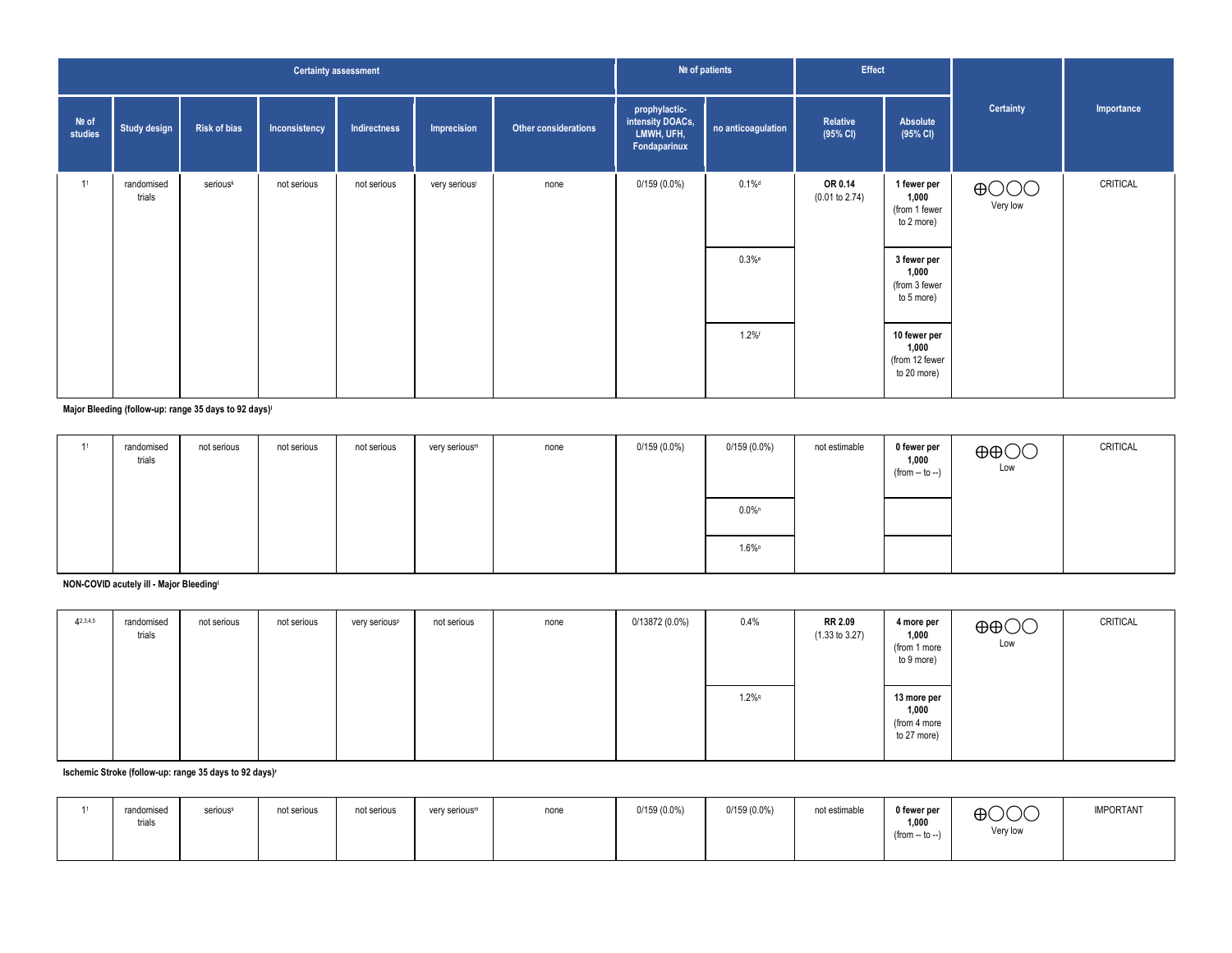| Certainty assessment | | | | | | | № of patients | | Effect | | Certainty | Importance |
|---|---|---|---|---|---|---|---|---|---|---|---|---|
| № of studies | Study design | Risk of bias | Inconsistency | Indirectness | Imprecision | Other considerations | prophylactic-intensity DOACs, LMWH, UFH, Fondaparinux | no anticoagulation | Relative (95% CI) | Absolute (95% CI) | | |
| 1[1] | randomised trials | serious[k] | not serious | not serious | very serious[l] | none | 0/159 (0.0%) | 0.1%[d] | OR 0.14 (0.01 to 2.74) | 1 fewer per 1,000 (from 1 fewer to 2 more) | ⊕◯◯◯ Very low | CRITICAL |
| | | | | | | | | 0.3%[e] | | 3 fewer per 1,000 (from 3 fewer to 5 more) | | |
| | | | | | | | | 1.2%[f] | | 10 fewer per 1,000 (from 12 fewer to 20 more) | | |
| **Major Bleeding (follow-up: range 35 days to 92 days)[j]** | | | | | | | | | | | | |
| 1[1] | randomised trials | not serious | not serious | not serious | very serious[m] | none | 0/159 (0.0%) | 0/159 (0.0%) | not estimable | 0 fewer per 1,000 (from -- to --) | ⊕⊕◯◯ Low | CRITICAL |
| | | | | | | | | 0.0%[n] | | | | |
| | | | | | | | | 1.6%[o] | | | | |
| **NON-COVID acutely ill - Major Bleeding[j]** | | | | | | | | | | | | |
| 4[2,3,4,5] | randomised trials | not serious | not serious | very serious[p] | not serious | none | 0/13872 (0.0%) | 0.4% | RR 2.09 (1.33 to 3.27) | 4 more per 1,000 (from 1 more to 9 more) | ⊕⊕◯◯ Low | CRITICAL |
| | | | | | | | | 1.2%[q] | | 13 more per 1,000 (from 4 more to 27 more) | | |
| **Ischemic Stroke (follow-up: range 35 days to 92 days)[r]** | | | | | | | | | | | | |
| 1[1] | randomised trials | serious[s] | not serious | not serious | very serious[m] | none | 0/159 (0.0%) | 0/159 (0.0%) | not estimable | 0 fewer per 1,000 (from -- to --) | ⊕◯◯◯ Very low | IMPORTANT |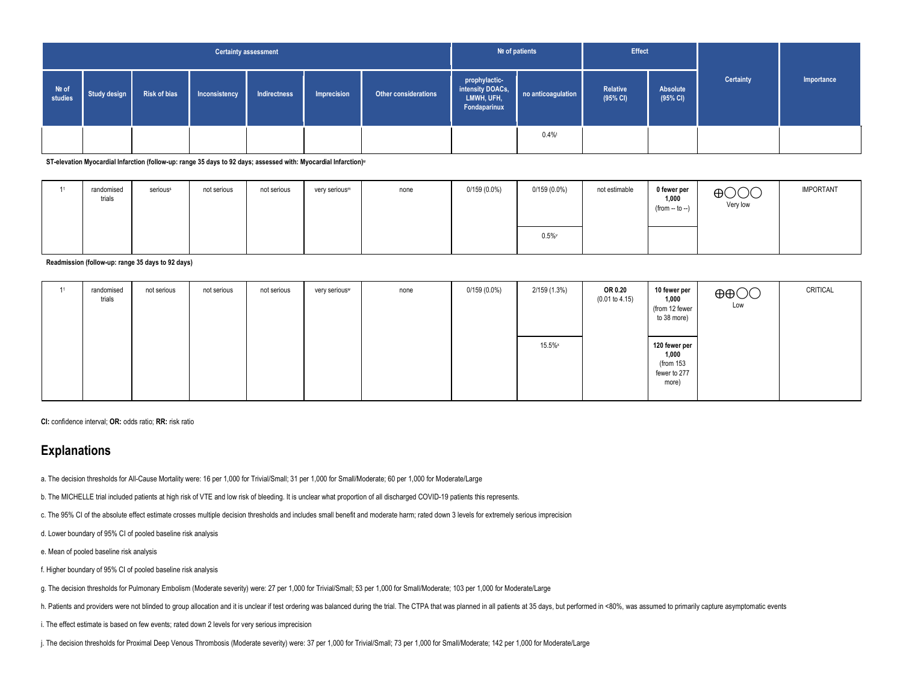| Certainty assessment | | | | | | | № of patients | | Effect | | Certainty | Importance |
|---|---|---|---|---|---|---|---|---|---|---|---|---|
| № of studies | Study design | Risk of bias | Inconsistency | Indirectness | Imprecision | Other considerations | prophylactic-intensity DOACs, LMWH, UFH, Fondaparinux | no anticoagulation | Relative (95% CI) | Absolute (95% CI) | | |
| | | | | | | | | 0.4%[t] | | | | |
| **ST-elevation Myocardial Infarction (follow-up: range 35 days to 92 days; assessed with: Myocardial Infarction)[u]** | | | | | | | | | | | | |
| 1[l] | randomised trials | serious[s] | not serious | not serious | very serious[m] | none | 0/159 (0.0%) | 0/159 (0.0%) | not estimable | **0 fewer per 1,000** (from -- to --) | ⨁◯◯◯ Very low | IMPORTANT |
| | | | | | | | | 0.5%[v] | | | | |
| **Readmission (follow-up: range 35 days to 92 days)** | | | | | | | | | | | | |
| 1[l] | randomised trials | not serious | not serious | not serious | very serious[w] | none | 0/159 (0.0%) | 2/159 (1.3%) | **OR 0.20** (0.01 to 4.15) | **10 fewer per 1,000** (from 12 fewer to 38 more) | ⨁⨁◯◯ Low | CRITICAL |
| | | | | | | | | 15.5%[x] | | **120 fewer per 1,000** (from 153 fewer to 277 more) | | |

**CI:** confidence interval; **OR:** odds ratio; **RR:** risk ratio

## Explanations

a. The decision thresholds for All-Cause Mortality were: 16 per 1,000 for Trivial/Small; 31 per 1,000 for Small/Moderate; 60 per 1,000 for Moderate/Large

b. The MICHELLE trial included patients at high risk of VTE and low risk of bleeding. It is unclear what proportion of all discharged COVID-19 patients this represents.

c. The 95% CI of the absolute effect estimate crosses multiple decision thresholds and includes small benefit and moderate harm; rated down 3 levels for extremely serious imprecision

d. Lower boundary of 95% CI of pooled baseline risk analysis

e. Mean of pooled baseline risk analysis

f. Higher boundary of 95% CI of pooled baseline risk analysis

g. The decision thresholds for Pulmonary Embolism (Moderate severity) were: 27 per 1,000 for Trivial/Small; 53 per 1,000 for Small/Moderate; 103 per 1,000 for Moderate/Large

h. Patients and providers were not blinded to group allocation and it is unclear if test ordering was balanced during the trial. The CTPA that was planned in all patients at 35 days, but performed in <80%, was assumed to primarily capture asymptomatic events

i. The effect estimate is based on few events; rated down 2 levels for very serious imprecision

j. The decision thresholds for Proximal Deep Venous Thrombosis (Moderate severity) were: 37 per 1,000 for Trivial/Small; 73 per 1,000 for Small/Moderate; 142 per 1,000 for Moderate/Large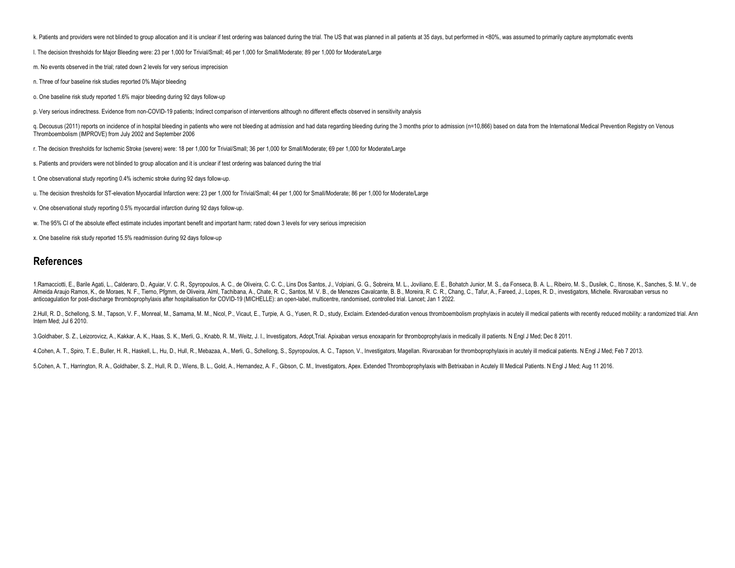k. Patients and providers were not blinded to group allocation and it is unclear if test ordering was balanced during the trial. The US that was planned in all patients at 35 days, but performed in <80%, was assumed to primarily capture asymptomatic events

l. The decision thresholds for Major Bleeding were: 23 per 1,000 for Trivial/Small; 46 per 1,000 for Small/Moderate; 89 per 1,000 for Moderate/Large

m. No events observed in the trial; rated down 2 levels for very serious imprecision

n. Three of four baseline risk studies reported 0% Major bleeding

o. One baseline risk study reported 1.6% major bleeding during 92 days follow-up

p. Very serious indirectness. Evidence from non-COVID-19 patients; Indirect comparison of interventions although no different effects observed in sensitivity analysis

q. Decousus (2011) reports on incidence of in hospital bleeding in patients who were not bleeding at admission and had data regarding bleeding during the 3 months prior to admission (n=10,866) based on data from the International Medical Prevention Registry on Venous Thromboembolism (IMPROVE) from July 2002 and September 2006

r. The decision thresholds for Ischemic Stroke (severe) were: 18 per 1,000 for Trivial/Small; 36 per 1,000 for Small/Moderate; 69 per 1,000 for Moderate/Large

s. Patients and providers were not blinded to group allocation and it is unclear if test ordering was balanced during the trial

t. One observational study reporting 0.4% ischemic stroke during 92 days follow-up.

u. The decision thresholds for ST-elevation Myocardial Infarction were: 23 per 1,000 for Trivial/Small; 44 per 1,000 for Small/Moderate; 86 per 1,000 for Moderate/Large

v. One observational study reporting 0.5% myocardial infarction during 92 days follow-up.

w. The 95% CI of the absolute effect estimate includes important benefit and important harm; rated down 3 levels for very serious imprecision

x. One baseline risk study reported 15.5% readmission during 92 days follow-up

## References

1.Ramacciotti, E., Barile Agati, L., Calderaro, D., Aguiar, V. C. R., Spyropoulos, A. C., de Oliveira, C. C. C., Lins Dos Santos, J., Volpiani, G. G., Sobreira, M. L., Joviliano, E. E., Bohatch Junior, M. S., da Fonseca, B. A. L., Ribeiro, M. S., Dusilek, C., Itinose, K., Sanches, S. M. V., de Almeida Araujo Ramos, K., de Moraes, N. F., Tierno, Pfgmm, de Oliveira, Alml, Tachibana, A., Chate, R. C., Santos, M. V. B., de Menezes Cavalcante, B. B., Moreira, R. C. R., Chang, C., Tafur, A., Fareed, J., Lopes, R. D., investigators, Michelle. Rivaroxaban versus no anticoagulation for post-discharge thromboprophylaxis after hospitalisation for COVID-19 (MICHELLE): an open-label, multicentre, randomised, controlled trial. Lancet; Jan 1 2022.

2.Hull, R. D., Schellong, S. M., Tapson, V. F., Monreal, M., Samama, M. M., Nicol, P., Vicaut, E., Turpie, A. G., Yusen, R. D., study, Exclaim. Extended-duration venous thromboembolism prophylaxis in acutely ill medical patients with recently reduced mobility: a randomized trial. Ann Intern Med; Jul 6 2010.

3.Goldhaber, S. Z., Leizorovicz, A., Kakkar, A. K., Haas, S. K., Merli, G., Knabb, R. M., Weitz, J. I., Investigators, Adopt,Trial. Apixaban versus enoxaparin for thromboprophylaxis in medically ill patients. N Engl J Med; Dec 8 2011.

4.Cohen, A. T., Spiro, T. E., Buller, H. R., Haskell, L., Hu, D., Hull, R., Mebazaa, A., Merli, G., Schellong, S., Spyropoulos, A. C., Tapson, V., Investigators, Magellan. Rivaroxaban for thromboprophylaxis in acutely ill medical patients. N Engl J Med; Feb 7 2013.

5.Cohen, A. T., Harrington, R. A., Goldhaber, S. Z., Hull, R. D., Wiens, B. L., Gold, A., Hernandez, A. F., Gibson, C. M., Investigators, Apex. Extended Thromboprophylaxis with Betrixaban in Acutely Ill Medical Patients. N Engl J Med; Aug 11 2016.